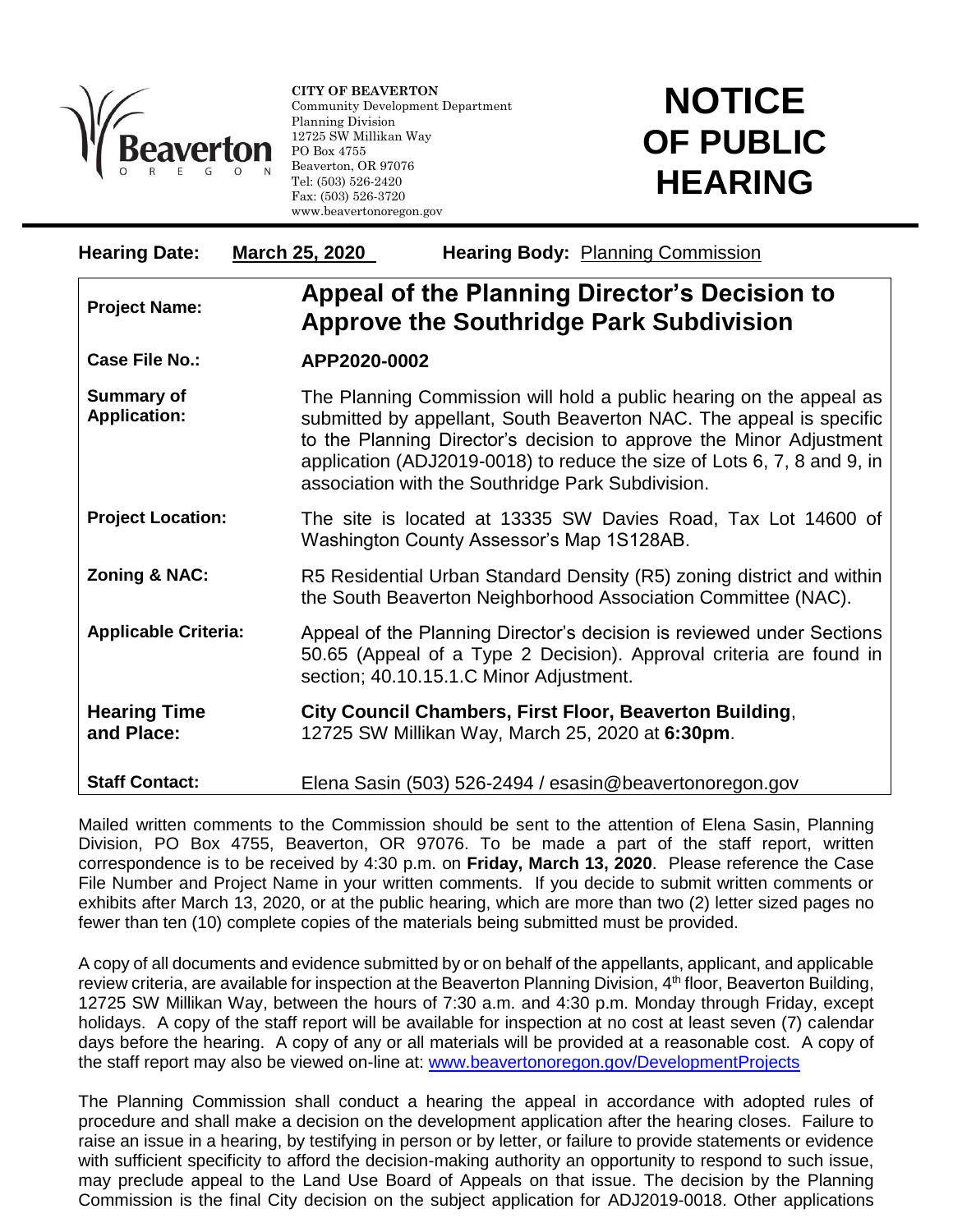**CITY OF BEAVERTON**
Community Development Department
Planning Division
12725 SW Millikan Way
PO Box 4755
Beaverton, OR 97076
Tel: (503) 526-2420
Fax: (503) 526-3720
www.beavertonoregon.gov

# NOTICE OF PUBLIC HEARING

**Hearing Date:** March 25, 2020 **Hearing Body:** Planning Commission

| | |
|---|---|
| **Project Name:** | **Appeal of the Planning Director's Decision to Approve the Southridge Park Subdivision** |
| **Case File No.:** | **APP2020-0002** |
| **Summary of Application:** | The Planning Commission will hold a public hearing on the appeal as submitted by appellant, South Beaverton NAC. The appeal is specific to the Planning Director's decision to approve the Minor Adjustment application (ADJ2019-0018) to reduce the size of Lots 6, 7, 8 and 9, in association with the Southridge Park Subdivision. |
| **Project Location:** | The site is located at 13335 SW Davies Road, Tax Lot 14600 of Washington County Assessor's Map 1S128AB. |
| **Zoning & NAC:** | R5 Residential Urban Standard Density (R5) zoning district and within the South Beaverton Neighborhood Association Committee (NAC). |
| **Applicable Criteria:** | Appeal of the Planning Director's decision is reviewed under Sections 50.65 (Appeal of a Type 2 Decision). Approval criteria are found in section; 40.10.15.1.C Minor Adjustment. |
| **Hearing Time and Place:** | **City Council Chambers, First Floor, Beaverton Building**, 12725 SW Millikan Way, March 25, 2020 at **6:30pm**. |
| **Staff Contact:** | Elena Sasin (503) 526-2494 / esasin@beavertonoregon.gov |

Mailed written comments to the Commission should be sent to the attention of Elena Sasin, Planning Division, PO Box 4755, Beaverton, OR 97076. To be made a part of the staff report, written correspondence is to be received by 4:30 p.m. on **Friday, March 13, 2020**. Please reference the Case File Number and Project Name in your written comments. If you decide to submit written comments or exhibits after March 13, 2020, or at the public hearing, which are more than two (2) letter sized pages no fewer than ten (10) complete copies of the materials being submitted must be provided.

A copy of all documents and evidence submitted by or on behalf of the appellants, applicant, and applicable review criteria, are available for inspection at the Beaverton Planning Division, 4th floor, Beaverton Building, 12725 SW Millikan Way, between the hours of 7:30 a.m. and 4:30 p.m. Monday through Friday, except holidays. A copy of the staff report will be available for inspection at no cost at least seven (7) calendar days before the hearing. A copy of any or all materials will be provided at a reasonable cost. A copy of the staff report may also be viewed on-line at: www.beavertonoregon.gov/DevelopmentProjects

The Planning Commission shall conduct a hearing the appeal in accordance with adopted rules of procedure and shall make a decision on the development application after the hearing closes. Failure to raise an issue in a hearing, by testifying in person or by letter, or failure to provide statements or evidence with sufficient specificity to afford the decision-making authority an opportunity to respond to such issue, may preclude appeal to the Land Use Board of Appeals on that issue. The decision by the Planning Commission is the final City decision on the subject application for ADJ2019-0018. Other applications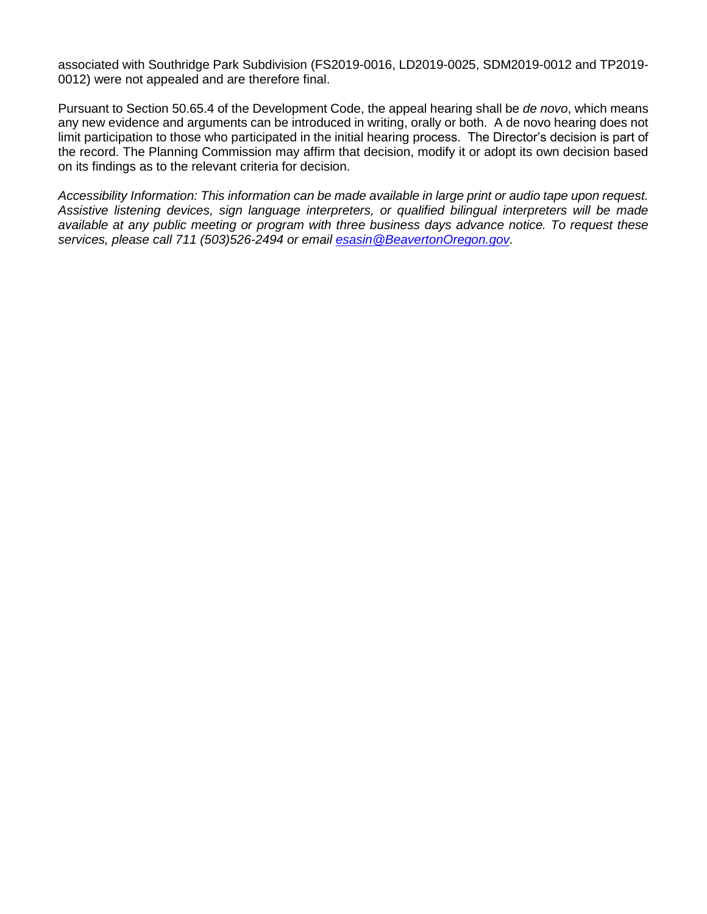associated with Southridge Park Subdivision (FS2019-0016, LD2019-0025, SDM2019-0012 and TP2019-0012) were not appealed and are therefore final.

Pursuant to Section 50.65.4 of the Development Code, the appeal hearing shall be *de novo*, which means any new evidence and arguments can be introduced in writing, orally or both. A de novo hearing does not limit participation to those who participated in the initial hearing process. The Director's decision is part of the record. The Planning Commission may affirm that decision, modify it or adopt its own decision based on its findings as to the relevant criteria for decision.

*Accessibility Information: This information can be made available in large print or audio tape upon request. Assistive listening devices, sign language interpreters, or qualified bilingual interpreters will be made available at any public meeting or program with three business days advance notice. To request these services, please call 711 (503)526-2494 or email esasin@BeavertonOregon.gov.*